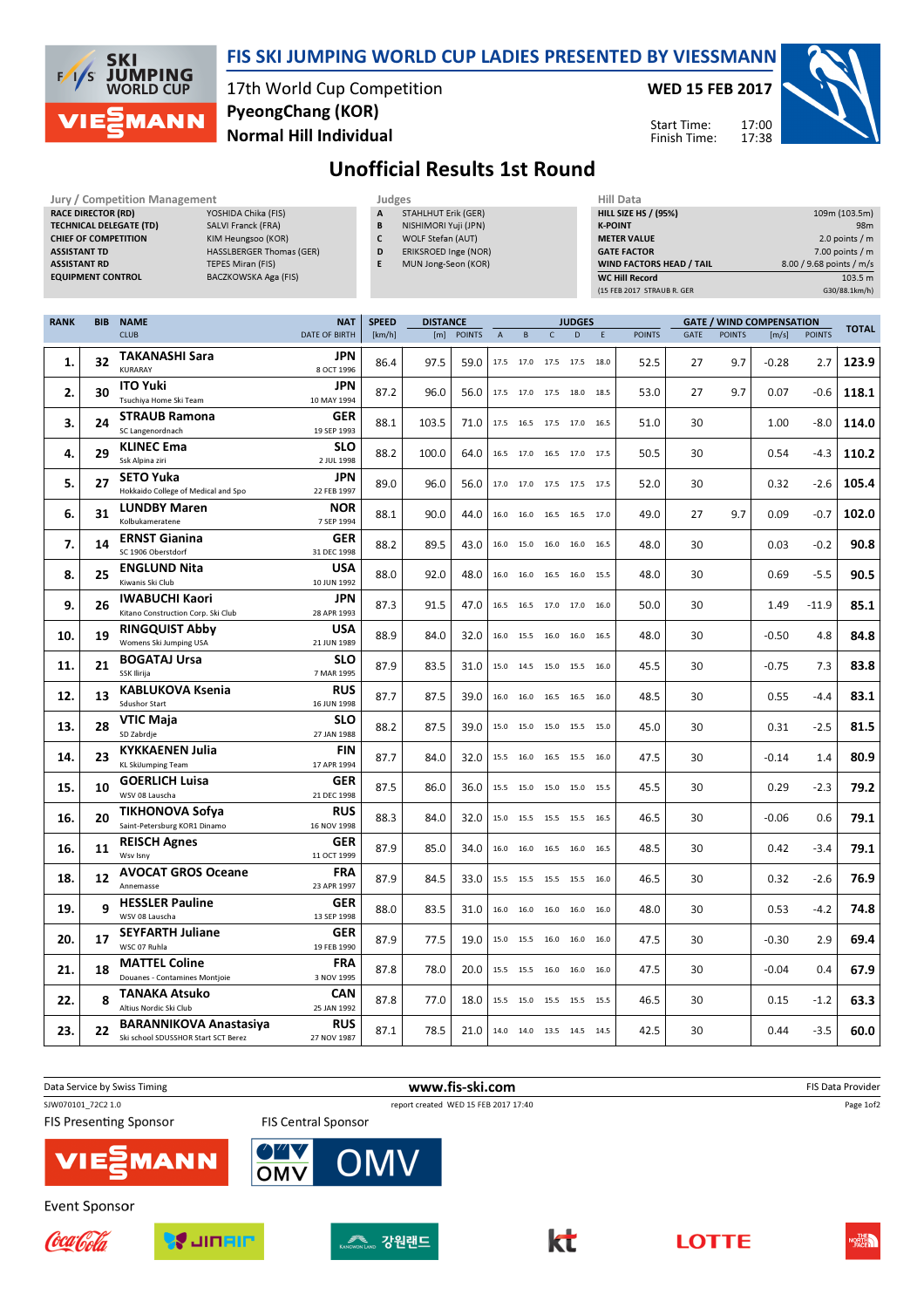# FIS SKI JUMPING WORLD CUP LADIES PRESENTED BY VIESSMANN

17th World Cup Competition
PyeongChang (KOR)
Normal Hill Individual

WED 15 FEB 2017

Start Time: 17:00
Finish Time: 17:38

## Unofficial Results 1st Round

**Jury / Competition Management**

| | |
|---|---|
| RACE DIRECTOR (RD) | YOSHIDA Chika (FIS) |
| TECHNICAL DELEGATE (TD) | SALVI Franck (FRA) |
| CHIEF OF COMPETITION | KIM Heungsoo (KOR) |
| ASSISTANT TD | HASSLBERGER Thomas (GER) |
| ASSISTANT RD | TEPES Miran (FIS) |
| EQUIPMENT CONTROL | BACZKOWSKA Aga (FIS) |

**Judges**

| | |
|---|---|
| A | STAHLHUT Erik (GER) |
| B | NISHIMORI Yuji (JPN) |
| C | WOLF Stefan (AUT) |
| D | ERIKSROED Inge (NOR) |
| E | MUN Jong-Seon (KOR) |

**Hill Data**

| | |
|---|---|
| HILL SIZE HS / (95%) | 109m (103.5m) |
| K-POINT | 98m |
| METER VALUE | 2.0 points / m |
| GATE FACTOR | 7.00 points / m |
| WIND FACTORS HEAD / TAIL | 8.00 / 9.68 points / m/s |
| WC Hill Record | 103.5 m |
| (15 FEB 2017 STRAUB R. GER | G30/88.1km/h) |

| RANK | BIB | NAME / CLUB | NAT / DATE OF BIRTH | SPEED [km/h] | DISTANCE [m] | DISTANCE POINTS | A | B | C | D | E | JUDGES POINTS | GATE | GATE POINTS | WIND [m/s] | WIND POINTS | TOTAL |
|---|---|---|---|---|---|---|---|---|---|---|---|---|---|---|---|---|---|
| 1. | 32 | TAKANASHI Sara / KURARAY | JPN / 8 OCT 1996 | 86.4 | 97.5 | 59.0 | 17.5 | 17.0 | 17.5 | 17.5 | 18.0 | 52.5 | 27 | 9.7 | -0.28 | 2.7 | 123.9 |
| 2. | 30 | ITO Yuki / Tsuchiya Home Ski Team | JPN / 10 MAY 1994 | 87.2 | 96.0 | 56.0 | 17.5 | 17.0 | 17.5 | 18.0 | 18.5 | 53.0 | 27 | 9.7 | 0.07 | -0.6 | 118.1 |
| 3. | 24 | STRAUB Ramona / SC Langenordnach | GER / 19 SEP 1993 | 88.1 | 103.5 | 71.0 | 17.5 | 16.5 | 17.5 | 17.0 | 16.5 | 51.0 | 30 | | 1.00 | -8.0 | 114.0 |
| 4. | 29 | KLINEC Ema / Ssk Alpina ziri | SLO / 2 JUL 1998 | 88.2 | 100.0 | 64.0 | 16.5 | 17.0 | 16.5 | 17.0 | 17.5 | 50.5 | 30 | | 0.54 | -4.3 | 110.2 |
| 5. | 27 | SETO Yuka / Hokkaido College of Medical and Spo | JPN / 22 FEB 1997 | 89.0 | 96.0 | 56.0 | 17.0 | 17.0 | 17.5 | 17.5 | 17.5 | 52.0 | 30 | | 0.32 | -2.6 | 105.4 |
| 6. | 31 | LUNDBY Maren / Kolbukameratene | NOR / 7 SEP 1994 | 88.1 | 90.0 | 44.0 | 16.0 | 16.0 | 16.5 | 16.5 | 17.0 | 49.0 | 27 | 9.7 | 0.09 | -0.7 | 102.0 |
| 7. | 14 | ERNST Gianina / SC 1906 Oberstdorf | GER / 31 DEC 1998 | 88.2 | 89.5 | 43.0 | 16.0 | 15.0 | 16.0 | 16.0 | 16.5 | 48.0 | 30 | | 0.03 | -0.2 | 90.8 |
| 8. | 25 | ENGLUND Nita / Kiwanis Ski Club | USA / 10 JUN 1992 | 88.0 | 92.0 | 48.0 | 16.0 | 16.0 | 16.5 | 16.0 | 15.5 | 48.0 | 30 | | 0.69 | -5.5 | 90.5 |
| 9. | 26 | IWABUCHI Kaori / Kitano Construction Corp. Ski Club | JPN / 28 APR 1993 | 87.3 | 91.5 | 47.0 | 16.5 | 16.5 | 17.0 | 17.0 | 16.0 | 50.0 | 30 | | 1.49 | -11.9 | 85.1 |
| 10. | 19 | RINGQUIST Abby / Womens Ski Jumping USA | USA / 21 JUN 1989 | 88.9 | 84.0 | 32.0 | 16.0 | 15.5 | 16.0 | 16.0 | 16.5 | 48.0 | 30 | | -0.50 | 4.8 | 84.8 |
| 11. | 21 | BOGATAJ Ursa / SSK Ilirija | SLO / 7 MAR 1995 | 87.9 | 83.5 | 31.0 | 15.0 | 14.5 | 15.0 | 15.5 | 16.0 | 45.5 | 30 | | -0.75 | 7.3 | 83.8 |
| 12. | 13 | KABLUKOVA Ksenia / Sdushor Start | RUS / 16 JUN 1998 | 87.7 | 87.5 | 39.0 | 16.0 | 16.0 | 16.5 | 16.5 | 16.0 | 48.5 | 30 | | 0.55 | -4.4 | 83.1 |
| 13. | 28 | VTIC Maja / SD Zabrdje | SLO / 27 JAN 1988 | 88.2 | 87.5 | 39.0 | 15.0 | 15.0 | 15.0 | 15.5 | 15.0 | 45.0 | 30 | | 0.31 | -2.5 | 81.5 |
| 14. | 23 | KYKKAENEN Julia / KL SkiJumping Team | FIN / 17 APR 1994 | 87.7 | 84.0 | 32.0 | 15.5 | 16.0 | 16.5 | 15.5 | 16.0 | 47.5 | 30 | | -0.14 | 1.4 | 80.9 |
| 15. | 10 | GOERLICH Luisa / WSV 08 Lauscha | GER / 21 DEC 1998 | 87.5 | 86.0 | 36.0 | 15.5 | 15.0 | 15.0 | 15.0 | 15.5 | 45.5 | 30 | | 0.29 | -2.3 | 79.2 |
| 16. | 20 | TIKHONOVA Sofya / Saint-Petersburg KOR1 Dinamo | RUS / 16 NOV 1998 | 88.3 | 84.0 | 32.0 | 15.0 | 15.5 | 15.5 | 15.5 | 16.5 | 46.5 | 30 | | -0.06 | 0.6 | 79.1 |
| 16. | 11 | REISCH Agnes / Wsv Isny | GER / 11 OCT 1999 | 87.9 | 85.0 | 34.0 | 16.0 | 16.0 | 16.5 | 16.0 | 16.5 | 48.5 | 30 | | 0.42 | -3.4 | 79.1 |
| 18. | 12 | AVOCAT GROS Oceane / Annemasse | FRA / 23 APR 1997 | 87.9 | 84.5 | 33.0 | 15.5 | 15.5 | 15.5 | 15.5 | 16.0 | 46.5 | 30 | | 0.32 | -2.6 | 76.9 |
| 19. | 9 | HESSLER Pauline / WSV 08 Lauscha | GER / 13 SEP 1998 | 88.0 | 83.5 | 31.0 | 16.0 | 16.0 | 16.0 | 16.0 | 16.0 | 48.0 | 30 | | 0.53 | -4.2 | 74.8 |
| 20. | 17 | SEYFARTH Juliane / WSC 07 Ruhla | GER / 19 FEB 1990 | 87.9 | 77.5 | 19.0 | 15.0 | 15.5 | 16.0 | 16.0 | 16.0 | 47.5 | 30 | | -0.30 | 2.9 | 69.4 |
| 21. | 18 | MATTEL Coline / Douanes - Contamines Montjoie | FRA / 3 NOV 1995 | 87.8 | 78.0 | 20.0 | 15.5 | 15.5 | 16.0 | 16.0 | 16.0 | 47.5 | 30 | | -0.04 | 0.4 | 67.9 |
| 22. | 8 | TANAKA Atsuko / Altius Nordic Ski Club | CAN / 25 JAN 1992 | 87.8 | 77.0 | 18.0 | 15.5 | 15.0 | 15.5 | 15.5 | 15.5 | 46.5 | 30 | | 0.15 | -1.2 | 63.3 |
| 23. | 22 | BARANNIKOVA Anastasiya / Ski school SDUSSHOR Start SCT Berez | RUS / 27 NOV 1987 | 87.1 | 78.5 | 21.0 | 14.0 | 14.0 | 13.5 | 14.5 | 14.5 | 42.5 | 30 | | 0.44 | -3.5 | 60.0 |

Data Service by Swiss Timing — www.fis-ski.com — FIS Data Provider

SJW070101_72C2 1.0 — report created WED 15 FEB 2017 17:40

FIS Presenting Sponsor: VIESSMANN — FIS Central Sponsor: OMV

Event Sponsor: Coca-Cola, JINAIR, 강원랜드, kt, LOTTE, THE NORTH FACE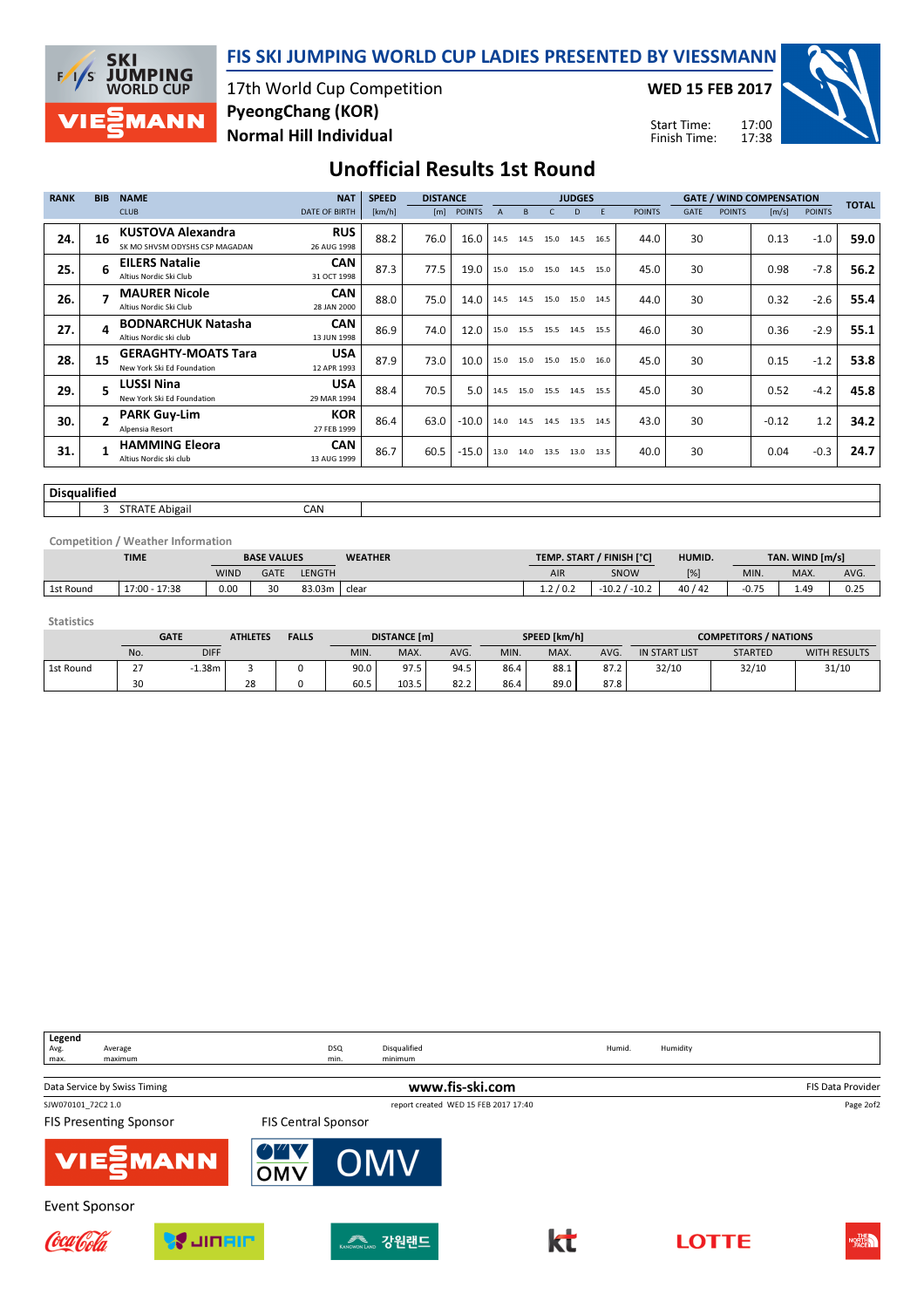# FIS SKI JUMPING WORLD CUP LADIES PRESENTED BY VIESSMANN

17th World Cup Competition
PyeongChang (KOR)
Normal Hill Individual

WED 15 FEB 2017
Start Time: 17:00
Finish Time: 17:38

## Unofficial Results 1st Round

| RANK | BIB | NAME / CLUB | NAT / DATE OF BIRTH | SPEED [km/h] | DISTANCE [m] | DISTANCE POINTS | A | B | C | D | E | JUDGES POINTS | GATE | GATE POINTS | WIND [m/s] | WIND POINTS | TOTAL |
|---|---|---|---|---|---|---|---|---|---|---|---|---|---|---|---|---|---|
| 24. | 16 | **KUSTOVA Alexandra** SK MO SHVSM ODYSHS CSP MAGADAN | RUS 26 AUG 1998 | 88.2 | 76.0 | 16.0 | 14.5 | 14.5 | 15.0 | 14.5 | 16.5 | 44.0 | 30 | | 0.13 | -1.0 | 59.0 |
| 25. | 6 | **EILERS Natalie** Altius Nordic Ski Club | CAN 31 OCT 1998 | 87.3 | 77.5 | 19.0 | 15.0 | 15.0 | 15.0 | 14.5 | 15.0 | 45.0 | 30 | | 0.98 | -7.8 | 56.2 |
| 26. | 7 | **MAURER Nicole** Altius Nordic Ski Club | CAN 28 JAN 2000 | 88.0 | 75.0 | 14.0 | 14.5 | 14.5 | 15.0 | 15.0 | 14.5 | 44.0 | 30 | | 0.32 | -2.6 | 55.4 |
| 27. | 4 | **BODNARCHUK Natasha** Altius Nordic ski club | CAN 13 JUN 1998 | 86.9 | 74.0 | 12.0 | 15.0 | 15.5 | 15.5 | 14.5 | 15.5 | 46.0 | 30 | | 0.36 | -2.9 | 55.1 |
| 28. | 15 | **GERAGHTY-MOATS Tara** New York Ski Ed Foundation | USA 12 APR 1993 | 87.9 | 73.0 | 10.0 | 15.0 | 15.0 | 15.0 | 15.0 | 16.0 | 45.0 | 30 | | 0.15 | -1.2 | 53.8 |
| 29. | 5 | **LUSSI Nina** New York Ski Ed Foundation | USA 29 MAR 1994 | 88.4 | 70.5 | 5.0 | 14.5 | 15.0 | 15.5 | 14.5 | 15.5 | 45.0 | 30 | | 0.52 | -4.2 | 45.8 |
| 30. | 2 | **PARK Guy-Lim** Alpensia Resort | KOR 27 FEB 1999 | 86.4 | 63.0 | -10.0 | 14.0 | 14.5 | 14.5 | 13.5 | 14.5 | 43.0 | 30 | | -0.12 | 1.2 | 34.2 |
| 31. | 1 | **HAMMING Eleora** Altius Nordic ski club | CAN 13 AUG 1999 | 86.7 | 60.5 | -15.0 | 13.0 | 14.0 | 13.5 | 13.0 | 13.5 | 40.0 | 30 | | 0.04 | -0.3 | 24.7 |

**Disqualified**

| BIB | NAME | NAT |
|---|---|---|
| 3 | STRATE Abigail | CAN |

Competition / Weather Information

| | TIME | BASE VALUES WIND | GATE | LENGTH | WEATHER | TEMP. AIR | TEMP. SNOW | HUMID. [%] | TAN. WIND MIN. | MAX. | AVG. |
|---|---|---|---|---|---|---|---|---|---|---|---|
| 1st Round | 17:00 - 17:38 | 0.00 | 30 | 83.03m | clear | 1.2 / 0.2 | -10.2 / -10.2 | 40 / 42 | -0.75 | 1.49 | 0.25 |

Statistics

| | GATE No. | DIFF | ATHLETES | FALLS | DISTANCE MIN. | MAX. | AVG. | SPEED MIN. | MAX. | AVG. | IN START LIST | STARTED | WITH RESULTS |
|---|---|---|---|---|---|---|---|---|---|---|---|---|---|
| 1st Round | 27 | -1.38m | 3 | 0 | 90.0 | 97.5 | 94.5 | 86.4 | 88.1 | 87.2 | 32/10 | 32/10 | 31/10 |
| | 30 | | 28 | 0 | 60.5 | 103.5 | 82.2 | 86.4 | 89.0 | 87.8 | | | |

**Legend**
Avg. Average
max. maximum
DSQ Disqualified
min. minimum
Humid. Humidity

Data Service by Swiss Timing — www.fis-ski.com — FIS Data Provider
SJW070101_72C2 1.0 — report created WED 15 FEB 2017 17:40

FIS Presenting Sponsor: VIESSMANN
FIS Central Sponsor: OMV
Event Sponsor